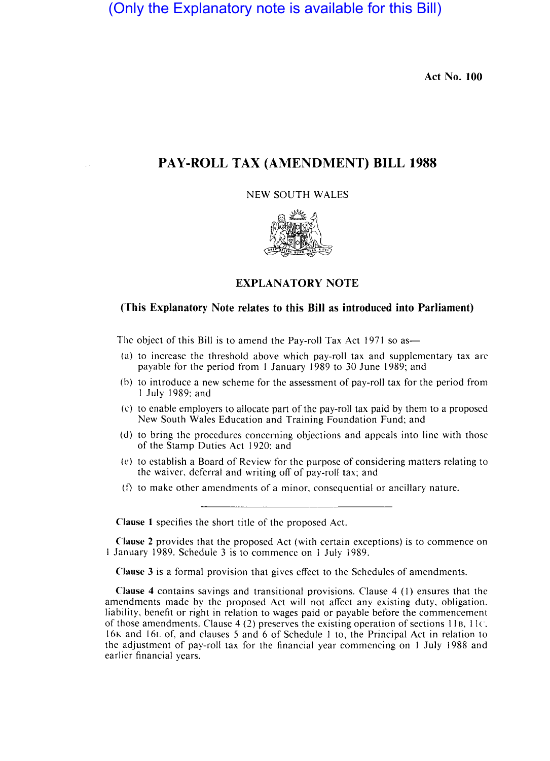(Only the Explanatory note is available for this Bill)

Act No. 100

# PAY-ROLL TAX (AMENDMENT) BILL 1988

NEW SOUTH WALES

## EXPLANATORY NOTE

**(This Explanatory Note relates to this Bill as introduced into Parliament)**

The object of this Bill is to amend the Pay-roll Tax Act 1971 so as—

(a) to increase the threshold above which pay-roll tax and supplementary tax are payable for the period from 1 January 1989 to 30 June 1989; and

(b) to introduce a new scheme for the assessment of pay-roll tax for the period from 1 July 1989; and

(c) to enable employers to allocate part of the pay-roll tax paid by them to a proposed New South Wales Education and Training Foundation Fund; and

(d) to bring the procedures concerning objections and appeals into line with those of the Stamp Duties Act 1920; and

(e) to establish a Board of Review for the purpose of considering matters relating to the waiver, deferral and writing off of pay-roll tax; and

(f) to make other amendments of a minor, consequential or ancillary nature.

---

**Clause 1** specifies the short title of the proposed Act.

**Clause 2** provides that the proposed Act (with certain exceptions) is to commence on 1 January 1989. Schedule 3 is to commence on 1 July 1989.

**Clause 3** is a formal provision that gives effect to the Schedules of amendments.

**Clause 4** contains savings and transitional provisions. Clause 4 (1) ensures that the amendments made by the proposed Act will not affect any existing duty, obligation, liability, benefit or right in relation to wages paid or payable before the commencement of those amendments. Clause 4 (2) preserves the existing operation of sections 11B, 11C, 16K and 16L of, and clauses 5 and 6 of Schedule 1 to, the Principal Act in relation to the adjustment of pay-roll tax for the financial year commencing on 1 July 1988 and earlier financial years.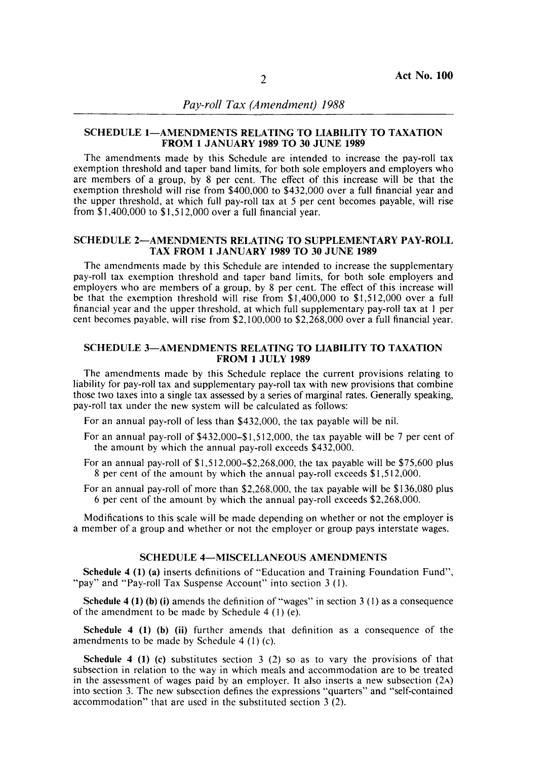## SCHEDULE 1—AMENDMENTS RELATING TO LIABILITY TO TAXATION FROM 1 JANUARY 1989 TO 30 JUNE 1989

The amendments made by this Schedule are intended to increase the pay-roll tax exemption threshold and taper band limits, for both sole employers and employers who are members of a group, by 8 per cent. The effect of this increase will be that the exemption threshold will rise from $400,000 to $432,000 over a full financial year and the upper threshold, at which full pay-roll tax at 5 per cent becomes payable, will rise from $1,400,000 to $1,512,000 over a full financial year.

## SCHEDULE 2—AMENDMENTS RELATING TO SUPPLEMENTARY PAY-ROLL TAX FROM 1 JANUARY 1989 TO 30 JUNE 1989

The amendments made by this Schedule are intended to increase the supplementary pay-roll tax exemption threshold and taper band limits, for both sole employers and employers who are members of a group, by 8 per cent. The effect of this increase will be that the exemption threshold will rise from $1,400,000 to $1,512,000 over a full financial year and the upper threshold, at which full supplementary pay-roll tax at 1 per cent becomes payable, will rise from $2,100,000 to $2,268,000 over a full financial year.

## SCHEDULE 3—AMENDMENTS RELATING TO LIABILITY TO TAXATION FROM 1 JULY 1989

The amendments made by this Schedule replace the current provisions relating to liability for pay-roll tax and supplementary pay-roll tax with new provisions that combine those two taxes into a single tax assessed by a series of marginal rates. Generally speaking, pay-roll tax under the new system will be calculated as follows:

For an annual pay-roll of less than $432,000, the tax payable will be nil.

For an annual pay-roll of $432,000–$1,512,000, the tax payable will be 7 per cent of the amount by which the annual pay-roll exceeds $432,000.

For an annual pay-roll of $1,512,000–$2,268,000, the tax payable will be $75,600 plus 8 per cent of the amount by which the annual pay-roll exceeds $1,512,000.

For an annual pay-roll of more than $2,268,000, the tax payable will be $136,080 plus 6 per cent of the amount by which the annual pay-roll exceeds $2,268,000.

Modifications to this scale will be made depending on whether or not the employer is a member of a group and whether or not the employer or group pays interstate wages.

## SCHEDULE 4—MISCELLANEOUS AMENDMENTS

**Schedule 4 (1) (a)** inserts definitions of "Education and Training Foundation Fund", "pay" and "Pay-roll Tax Suspense Account" into section 3 (1).

**Schedule 4 (1) (b) (i)** amends the definition of "wages" in section 3 (1) as a consequence of the amendment to be made by Schedule 4 (1) (e).

**Schedule 4 (1) (b) (ii)** further amends that definition as a consequence of the amendments to be made by Schedule 4 (1) (c).

**Schedule 4 (1) (c)** substitutes section 3 (2) so as to vary the provisions of that subsection in relation to the way in which meals and accommodation are to be treated in the assessment of wages paid by an employer. It also inserts a new subsection (2A) into section 3. The new subsection defines the expressions "quarters" and "self-contained accommodation" that are used in the substituted section 3 (2).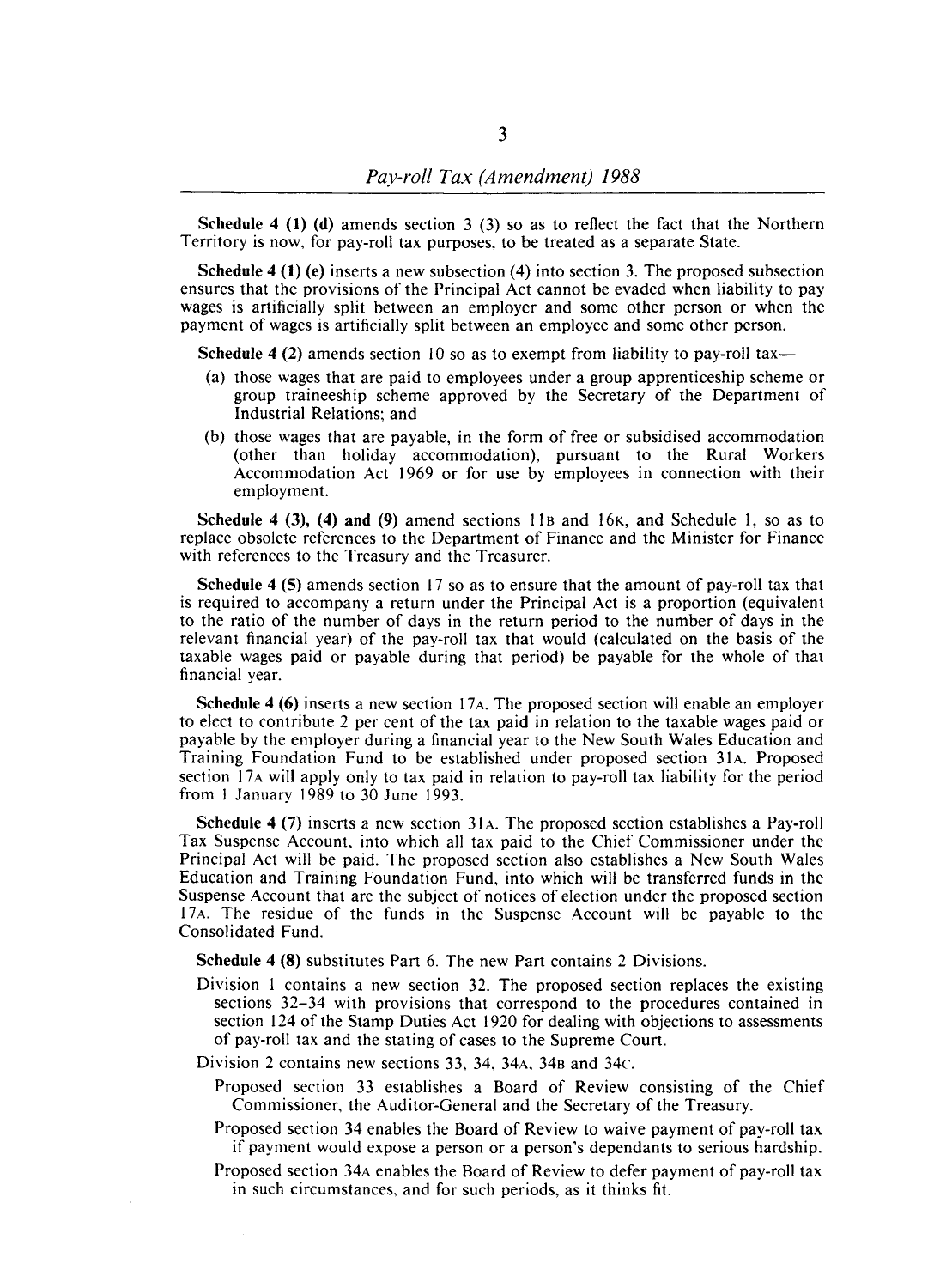**Schedule 4 (1) (d)** amends section 3 (3) so as to reflect the fact that the Northern Territory is now, for pay-roll tax purposes, to be treated as a separate State.

**Schedule 4 (1) (e)** inserts a new subsection (4) into section 3. The proposed subsection ensures that the provisions of the Principal Act cannot be evaded when liability to pay wages is artificially split between an employer and some other person or when the payment of wages is artificially split between an employee and some other person.

**Schedule 4 (2)** amends section 10 so as to exempt from liability to pay-roll tax—

(a) those wages that are paid to employees under a group apprenticeship scheme or group traineeship scheme approved by the Secretary of the Department of Industrial Relations; and

(b) those wages that are payable, in the form of free or subsidised accommodation (other than holiday accommodation), pursuant to the Rural Workers Accommodation Act 1969 or for use by employees in connection with their employment.

**Schedule 4 (3), (4) and (9)** amend sections 11B and 16K, and Schedule 1, so as to replace obsolete references to the Department of Finance and the Minister for Finance with references to the Treasury and the Treasurer.

**Schedule 4 (5)** amends section 17 so as to ensure that the amount of pay-roll tax that is required to accompany a return under the Principal Act is a proportion (equivalent to the ratio of the number of days in the return period to the number of days in the relevant financial year) of the pay-roll tax that would (calculated on the basis of the taxable wages paid or payable during that period) be payable for the whole of that financial year.

**Schedule 4 (6)** inserts a new section 17A. The proposed section will enable an employer to elect to contribute 2 per cent of the tax paid in relation to the taxable wages paid or payable by the employer during a financial year to the New South Wales Education and Training Foundation Fund to be established under proposed section 31A. Proposed section 17A will apply only to tax paid in relation to pay-roll tax liability for the period from 1 January 1989 to 30 June 1993.

**Schedule 4 (7)** inserts a new section 31A. The proposed section establishes a Pay-roll Tax Suspense Account, into which all tax paid to the Chief Commissioner under the Principal Act will be paid. The proposed section also establishes a New South Wales Education and Training Foundation Fund, into which will be transferred funds in the Suspense Account that are the subject of notices of election under the proposed section 17A. The residue of the funds in the Suspense Account will be payable to the Consolidated Fund.

**Schedule 4 (8)** substitutes Part 6. The new Part contains 2 Divisions.

Division 1 contains a new section 32. The proposed section replaces the existing sections 32–34 with provisions that correspond to the procedures contained in section 124 of the Stamp Duties Act 1920 for dealing with objections to assessments of pay-roll tax and the stating of cases to the Supreme Court.

Division 2 contains new sections 33, 34, 34A, 34B and 34C.

Proposed section 33 establishes a Board of Review consisting of the Chief Commissioner, the Auditor-General and the Secretary of the Treasury.

Proposed section 34 enables the Board of Review to waive payment of pay-roll tax if payment would expose a person or a person's dependants to serious hardship.

Proposed section 34A enables the Board of Review to defer payment of pay-roll tax in such circumstances, and for such periods, as it thinks fit.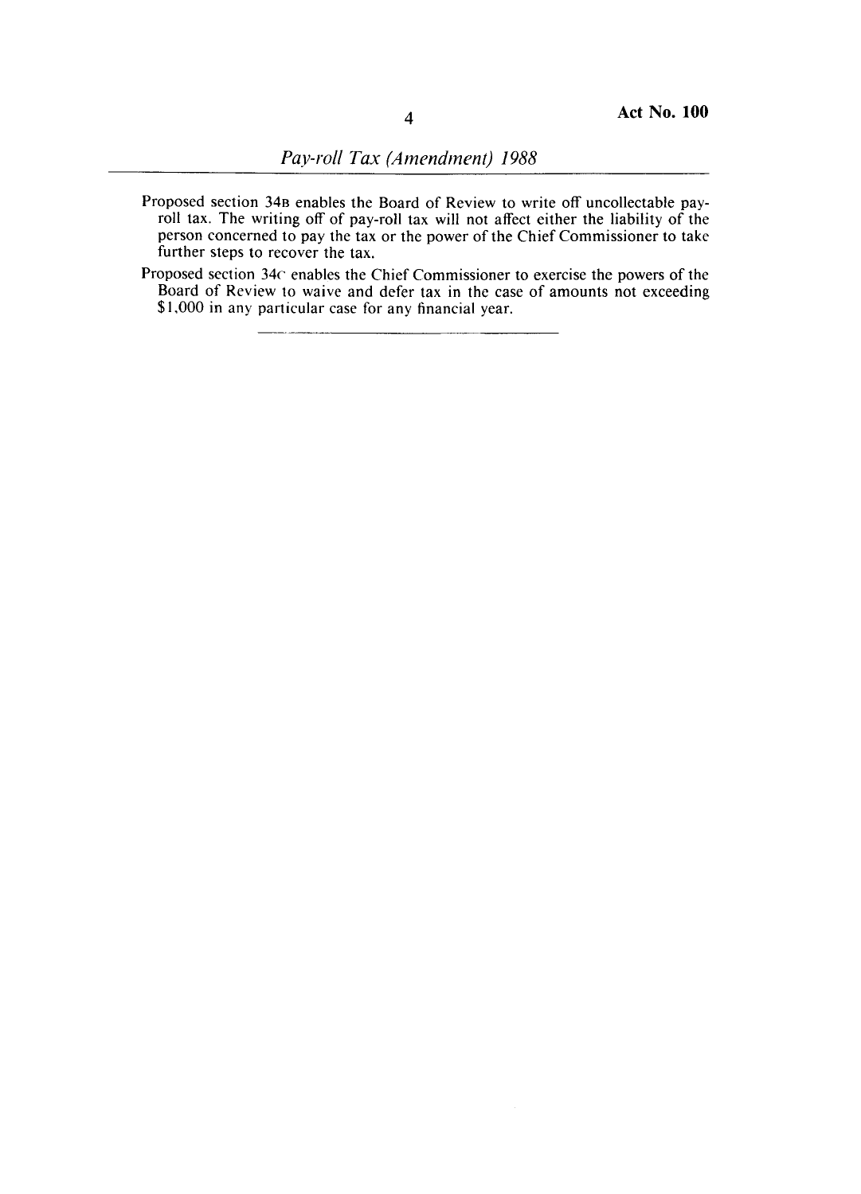Proposed section 34B enables the Board of Review to write off uncollectable pay-roll tax. The writing off of pay-roll tax will not affect either the liability of the person concerned to pay the tax or the power of the Chief Commissioner to take further steps to recover the tax.

Proposed section 34C enables the Chief Commissioner to exercise the powers of the Board of Review to waive and defer tax in the case of amounts not exceeding $1,000 in any particular case for any financial year.